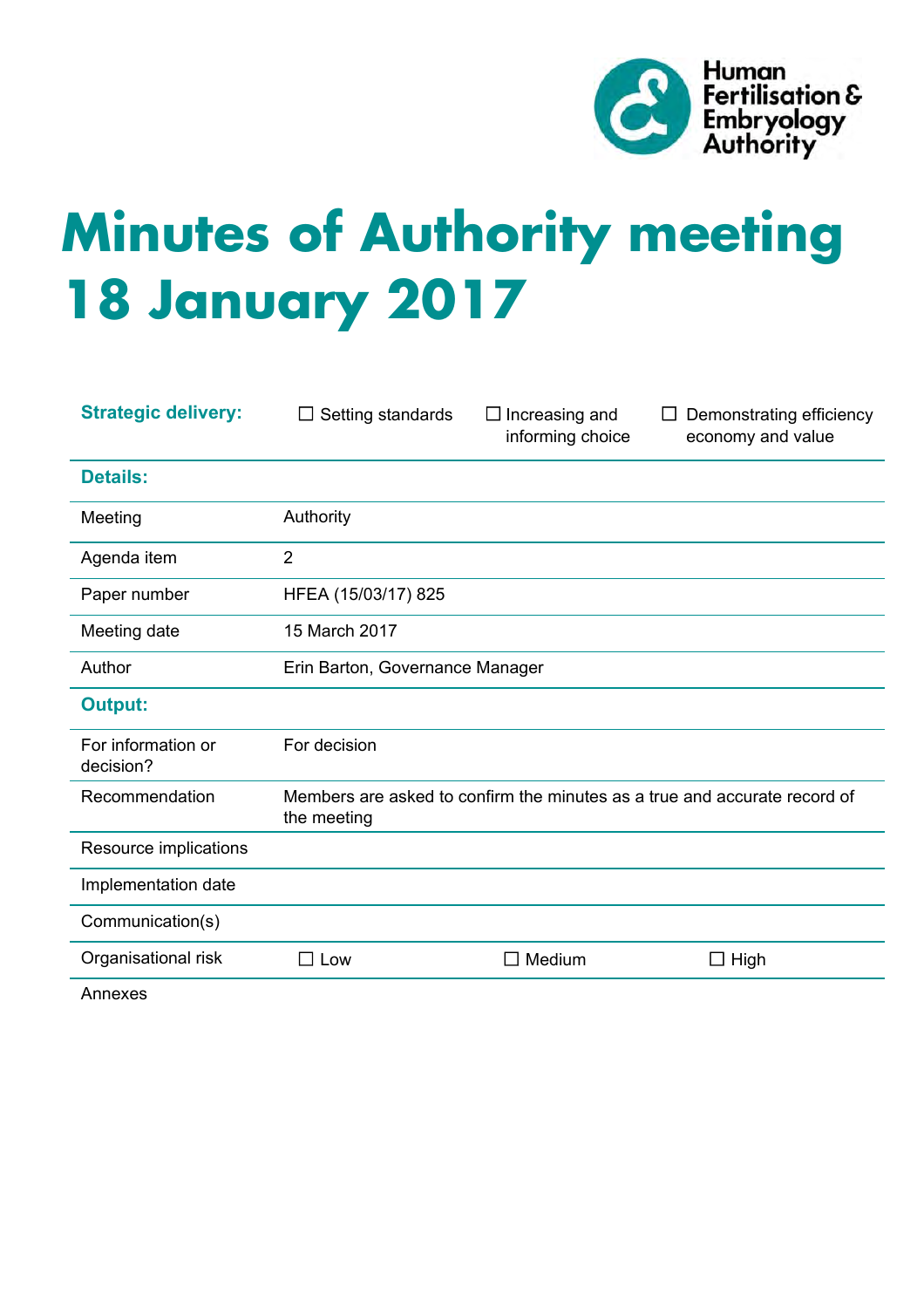Human Fertilisation & Embryology Authority

# Minutes of Authority meeting 18 January 2017

| **Strategic delivery:** | ☐ Setting standards | ☐ Increasing and informing choice | ☐ Demonstrating efficiency economy and value |
|---|---|---|---|
| **Details:** | | | |
| Meeting | Authority | | |
| Agenda item | 2 | | |
| Paper number | HFEA (15/03/17) 825 | | |
| Meeting date | 15 March 2017 | | |
| Author | Erin Barton, Governance Manager | | |
| **Output:** | | | |
| For information or decision? | For decision | | |
| Recommendation | Members are asked to confirm the minutes as a true and accurate record of the meeting | | |
| Resource implications | | | |
| Implementation date | | | |
| Communication(s) | | | |
| Organisational risk | ☐ Low | ☐ Medium | ☐ High |
| Annexes | | | |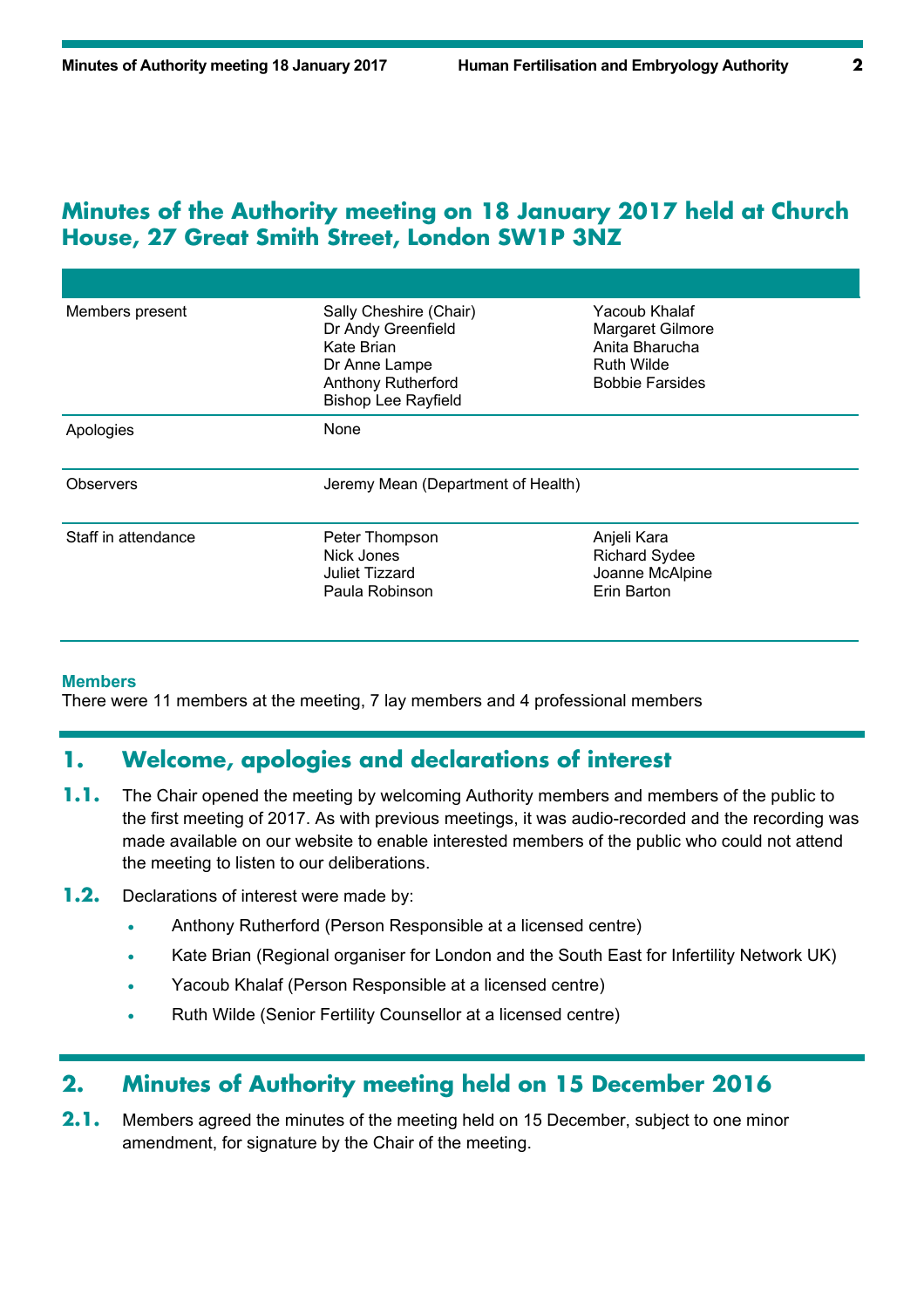## Minutes of the Authority meeting on 18 January 2017 held at Church House, 27 Great Smith Street, London SW1P 3NZ

| | | |
|---|---|---|
| Members present | Sally Cheshire (Chair)<br>Dr Andy Greenfield<br>Kate Brian<br>Dr Anne Lampe<br>Anthony Rutherford<br>Bishop Lee Rayfield | Yacoub Khalaf<br>Margaret Gilmore<br>Anita Bharucha<br>Ruth Wilde<br>Bobbie Farsides |
| Apologies | None | |
| Observers | Jeremy Mean (Department of Health) | |
| Staff in attendance | Peter Thompson<br>Nick Jones<br>Juliet Tizzard<br>Paula Robinson | Anjeli Kara<br>Richard Sydee<br>Joanne McAlpine<br>Erin Barton |

**Members**
There were 11 members at the meeting, 7 lay members and 4 professional members

## 1. Welcome, apologies and declarations of interest

**1.1.** The Chair opened the meeting by welcoming Authority members and members of the public to the first meeting of 2017. As with previous meetings, it was audio-recorded and the recording was made available on our website to enable interested members of the public who could not attend the meeting to listen to our deliberations.

**1.2.** Declarations of interest were made by:

- Anthony Rutherford (Person Responsible at a licensed centre)
- Kate Brian (Regional organiser for London and the South East for Infertility Network UK)
- Yacoub Khalaf (Person Responsible at a licensed centre)
- Ruth Wilde (Senior Fertility Counsellor at a licensed centre)

## 2. Minutes of Authority meeting held on 15 December 2016

**2.1.** Members agreed the minutes of the meeting held on 15 December, subject to one minor amendment, for signature by the Chair of the meeting.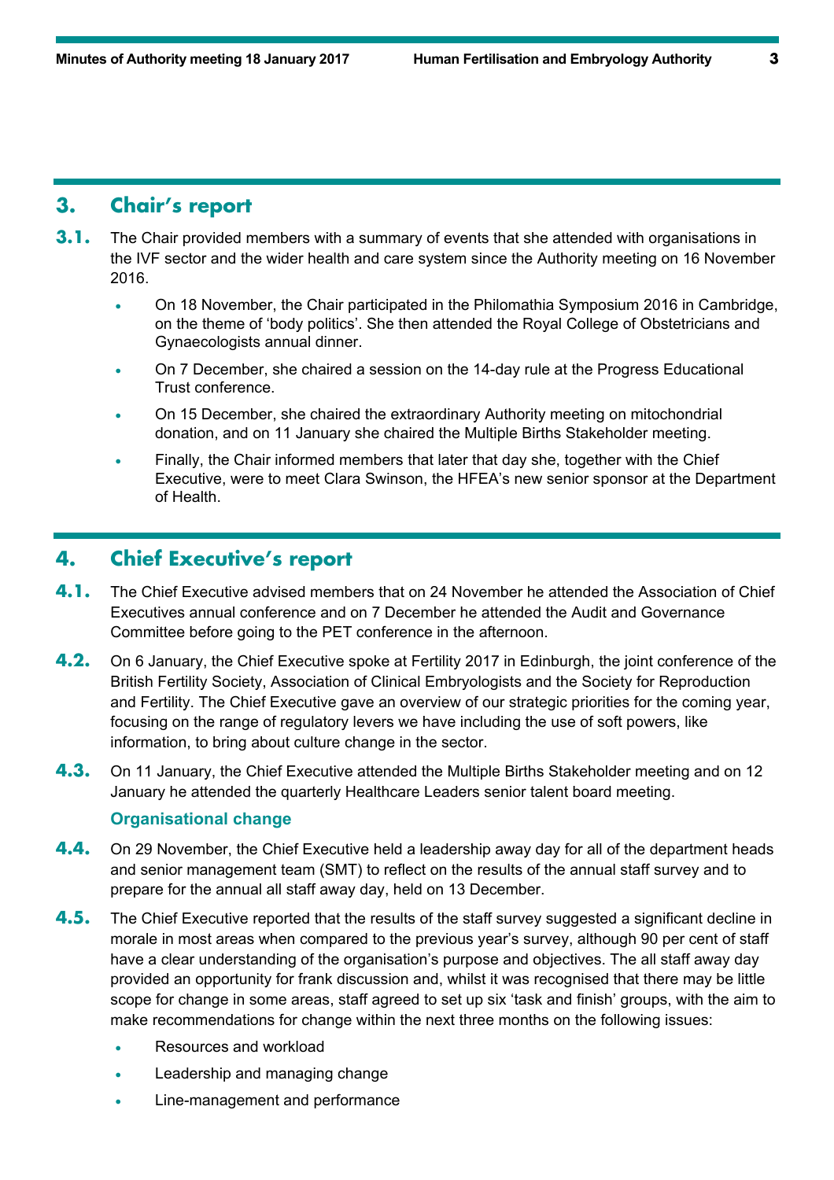## 3. Chair's report

**3.1.** The Chair provided members with a summary of events that she attended with organisations in the IVF sector and the wider health and care system since the Authority meeting on 16 November 2016.

- On 18 November, the Chair participated in the Philomathia Symposium 2016 in Cambridge, on the theme of 'body politics'. She then attended the Royal College of Obstetricians and Gynaecologists annual dinner.
- On 7 December, she chaired a session on the 14-day rule at the Progress Educational Trust conference.
- On 15 December, she chaired the extraordinary Authority meeting on mitochondrial donation, and on 11 January she chaired the Multiple Births Stakeholder meeting.
- Finally, the Chair informed members that later that day she, together with the Chief Executive, were to meet Clara Swinson, the HFEA's new senior sponsor at the Department of Health.

## 4. Chief Executive's report

**4.1.** The Chief Executive advised members that on 24 November he attended the Association of Chief Executives annual conference and on 7 December he attended the Audit and Governance Committee before going to the PET conference in the afternoon.

**4.2.** On 6 January, the Chief Executive spoke at Fertility 2017 in Edinburgh, the joint conference of the British Fertility Society, Association of Clinical Embryologists and the Society for Reproduction and Fertility. The Chief Executive gave an overview of our strategic priorities for the coming year, focusing on the range of regulatory levers we have including the use of soft powers, like information, to bring about culture change in the sector.

**4.3.** On 11 January, the Chief Executive attended the Multiple Births Stakeholder meeting and on 12 January he attended the quarterly Healthcare Leaders senior talent board meeting.

### Organisational change

**4.4.** On 29 November, the Chief Executive held a leadership away day for all of the department heads and senior management team (SMT) to reflect on the results of the annual staff survey and to prepare for the annual all staff away day, held on 13 December.

**4.5.** The Chief Executive reported that the results of the staff survey suggested a significant decline in morale in most areas when compared to the previous year's survey, although 90 per cent of staff have a clear understanding of the organisation's purpose and objectives. The all staff away day provided an opportunity for frank discussion and, whilst it was recognised that there may be little scope for change in some areas, staff agreed to set up six 'task and finish' groups, with the aim to make recommendations for change within the next three months on the following issues:

- Resources and workload
- Leadership and managing change
- Line-management and performance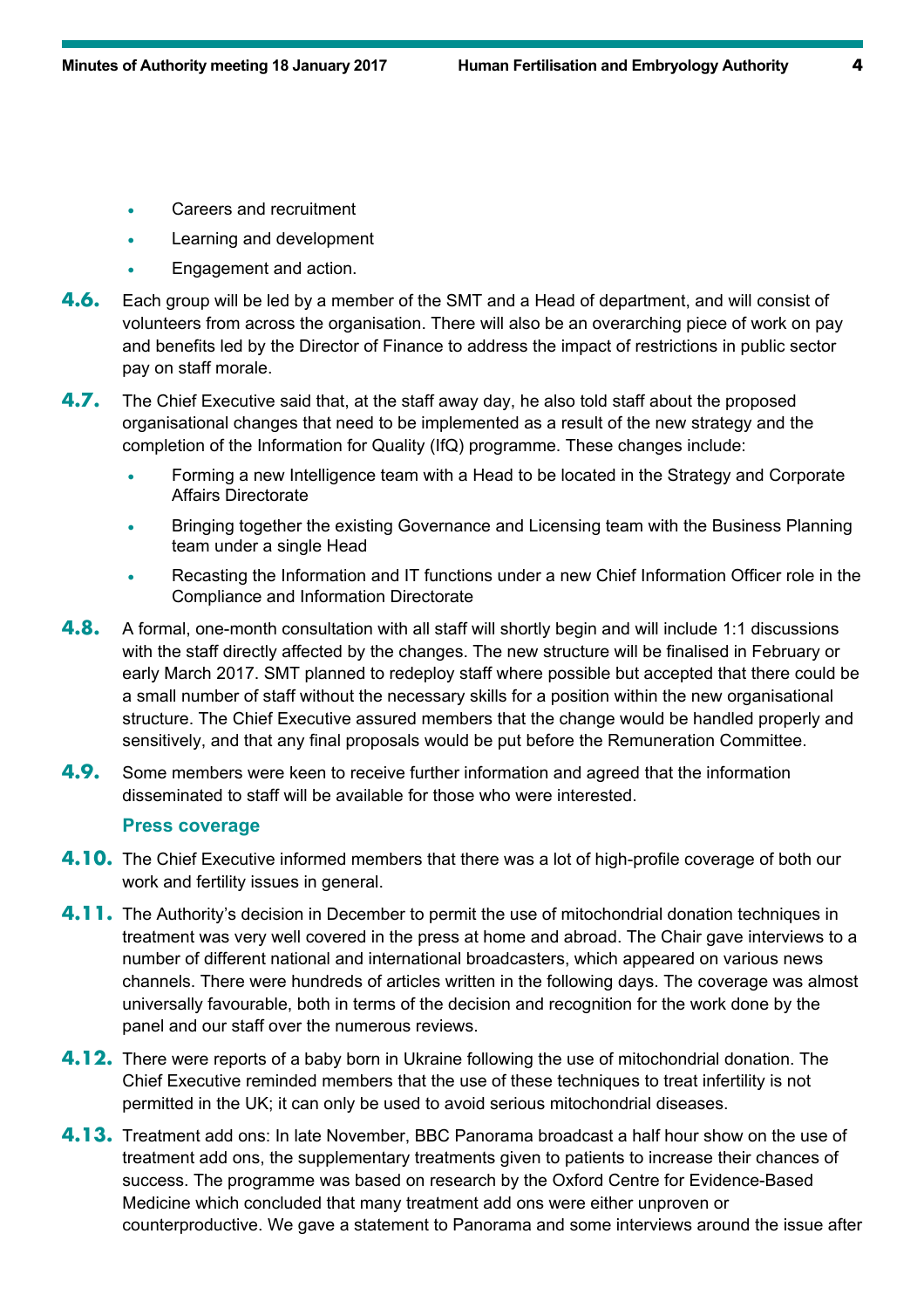- Careers and recruitment
- Learning and development
- Engagement and action.

**4.6.** Each group will be led by a member of the SMT and a Head of department, and will consist of volunteers from across the organisation. There will also be an overarching piece of work on pay and benefits led by the Director of Finance to address the impact of restrictions in public sector pay on staff morale.

**4.7.** The Chief Executive said that, at the staff away day, he also told staff about the proposed organisational changes that need to be implemented as a result of the new strategy and the completion of the Information for Quality (IfQ) programme. These changes include:

- Forming a new Intelligence team with a Head to be located in the Strategy and Corporate Affairs Directorate
- Bringing together the existing Governance and Licensing team with the Business Planning team under a single Head
- Recasting the Information and IT functions under a new Chief Information Officer role in the Compliance and Information Directorate

**4.8.** A formal, one-month consultation with all staff will shortly begin and will include 1:1 discussions with the staff directly affected by the changes. The new structure will be finalised in February or early March 2017. SMT planned to redeploy staff where possible but accepted that there could be a small number of staff without the necessary skills for a position within the new organisational structure. The Chief Executive assured members that the change would be handled properly and sensitively, and that any final proposals would be put before the Remuneration Committee.

**4.9.** Some members were keen to receive further information and agreed that the information disseminated to staff will be available for those who were interested.

### Press coverage

**4.10.** The Chief Executive informed members that there was a lot of high-profile coverage of both our work and fertility issues in general.

**4.11.** The Authority's decision in December to permit the use of mitochondrial donation techniques in treatment was very well covered in the press at home and abroad. The Chair gave interviews to a number of different national and international broadcasters, which appeared on various news channels. There were hundreds of articles written in the following days. The coverage was almost universally favourable, both in terms of the decision and recognition for the work done by the panel and our staff over the numerous reviews.

**4.12.** There were reports of a baby born in Ukraine following the use of mitochondrial donation. The Chief Executive reminded members that the use of these techniques to treat infertility is not permitted in the UK; it can only be used to avoid serious mitochondrial diseases.

**4.13.** Treatment add ons: In late November, BBC Panorama broadcast a half hour show on the use of treatment add ons, the supplementary treatments given to patients to increase their chances of success. The programme was based on research by the Oxford Centre for Evidence-Based Medicine which concluded that many treatment add ons were either unproven or counterproductive. We gave a statement to Panorama and some interviews around the issue after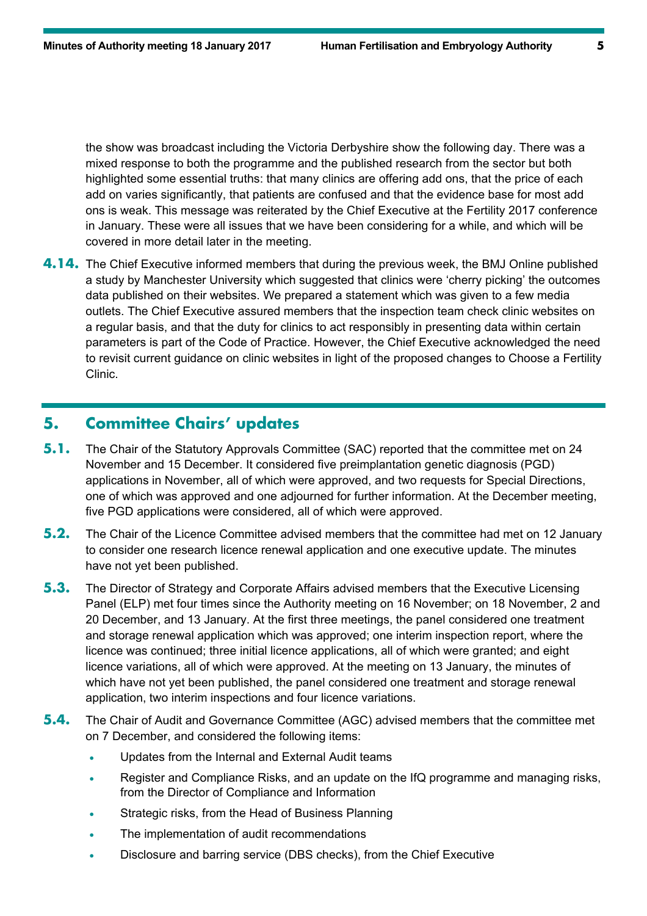the show was broadcast including the Victoria Derbyshire show the following day. There was a mixed response to both the programme and the published research from the sector but both highlighted some essential truths: that many clinics are offering add ons, that the price of each add on varies significantly, that patients are confused and that the evidence base for most add ons is weak. This message was reiterated by the Chief Executive at the Fertility 2017 conference in January. These were all issues that we have been considering for a while, and which will be covered in more detail later in the meeting.

**4.14.** The Chief Executive informed members that during the previous week, the BMJ Online published a study by Manchester University which suggested that clinics were 'cherry picking' the outcomes data published on their websites. We prepared a statement which was given to a few media outlets. The Chief Executive assured members that the inspection team check clinic websites on a regular basis, and that the duty for clinics to act responsibly in presenting data within certain parameters is part of the Code of Practice. However, the Chief Executive acknowledged the need to revisit current guidance on clinic websites in light of the proposed changes to Choose a Fertility Clinic.

## 5. Committee Chairs' updates

**5.1.** The Chair of the Statutory Approvals Committee (SAC) reported that the committee met on 24 November and 15 December. It considered five preimplantation genetic diagnosis (PGD) applications in November, all of which were approved, and two requests for Special Directions, one of which was approved and one adjourned for further information. At the December meeting, five PGD applications were considered, all of which were approved.

**5.2.** The Chair of the Licence Committee advised members that the committee had met on 12 January to consider one research licence renewal application and one executive update. The minutes have not yet been published.

**5.3.** The Director of Strategy and Corporate Affairs advised members that the Executive Licensing Panel (ELP) met four times since the Authority meeting on 16 November; on 18 November, 2 and 20 December, and 13 January. At the first three meetings, the panel considered one treatment and storage renewal application which was approved; one interim inspection report, where the licence was continued; three initial licence applications, all of which were granted; and eight licence variations, all of which were approved. At the meeting on 13 January, the minutes of which have not yet been published, the panel considered one treatment and storage renewal application, two interim inspections and four licence variations.

**5.4.** The Chair of Audit and Governance Committee (AGC) advised members that the committee met on 7 December, and considered the following items:

- Updates from the Internal and External Audit teams
- Register and Compliance Risks, and an update on the IfQ programme and managing risks, from the Director of Compliance and Information
- Strategic risks, from the Head of Business Planning
- The implementation of audit recommendations
- Disclosure and barring service (DBS checks), from the Chief Executive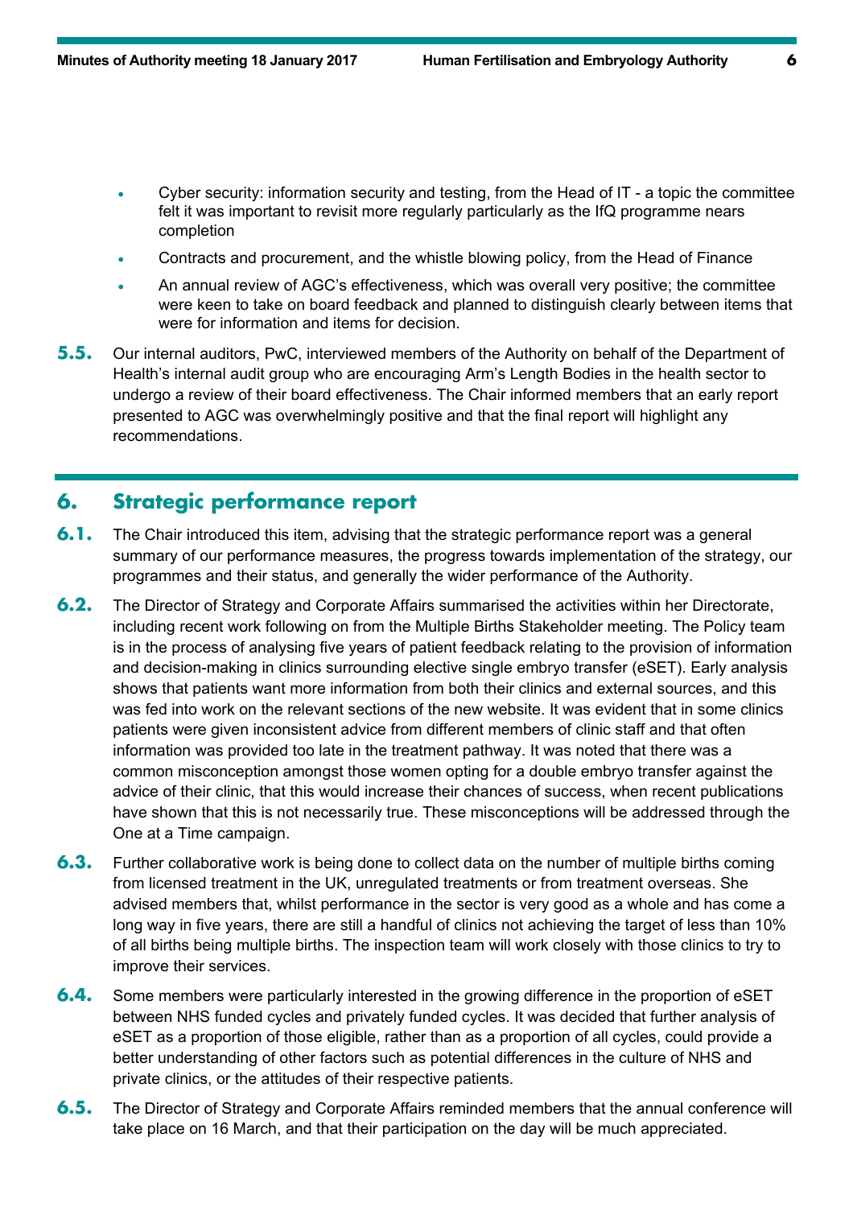- Cyber security: information security and testing, from the Head of IT - a topic the committee felt it was important to revisit more regularly particularly as the IfQ programme nears completion
- Contracts and procurement, and the whistle blowing policy, from the Head of Finance
- An annual review of AGC's effectiveness, which was overall very positive; the committee were keen to take on board feedback and planned to distinguish clearly between items that were for information and items for decision.

**5.5.** Our internal auditors, PwC, interviewed members of the Authority on behalf of the Department of Health's internal audit group who are encouraging Arm's Length Bodies in the health sector to undergo a review of their board effectiveness. The Chair informed members that an early report presented to AGC was overwhelmingly positive and that the final report will highlight any recommendations.

## 6. Strategic performance report

**6.1.** The Chair introduced this item, advising that the strategic performance report was a general summary of our performance measures, the progress towards implementation of the strategy, our programmes and their status, and generally the wider performance of the Authority.

**6.2.** The Director of Strategy and Corporate Affairs summarised the activities within her Directorate, including recent work following on from the Multiple Births Stakeholder meeting. The Policy team is in the process of analysing five years of patient feedback relating to the provision of information and decision-making in clinics surrounding elective single embryo transfer (eSET). Early analysis shows that patients want more information from both their clinics and external sources, and this was fed into work on the relevant sections of the new website. It was evident that in some clinics patients were given inconsistent advice from different members of clinic staff and that often information was provided too late in the treatment pathway. It was noted that there was a common misconception amongst those women opting for a double embryo transfer against the advice of their clinic, that this would increase their chances of success, when recent publications have shown that this is not necessarily true. These misconceptions will be addressed through the One at a Time campaign.

**6.3.** Further collaborative work is being done to collect data on the number of multiple births coming from licensed treatment in the UK, unregulated treatments or from treatment overseas. She advised members that, whilst performance in the sector is very good as a whole and has come a long way in five years, there are still a handful of clinics not achieving the target of less than 10% of all births being multiple births. The inspection team will work closely with those clinics to try to improve their services.

**6.4.** Some members were particularly interested in the growing difference in the proportion of eSET between NHS funded cycles and privately funded cycles. It was decided that further analysis of eSET as a proportion of those eligible, rather than as a proportion of all cycles, could provide a better understanding of other factors such as potential differences in the culture of NHS and private clinics, or the attitudes of their respective patients.

**6.5.** The Director of Strategy and Corporate Affairs reminded members that the annual conference will take place on 16 March, and that their participation on the day will be much appreciated.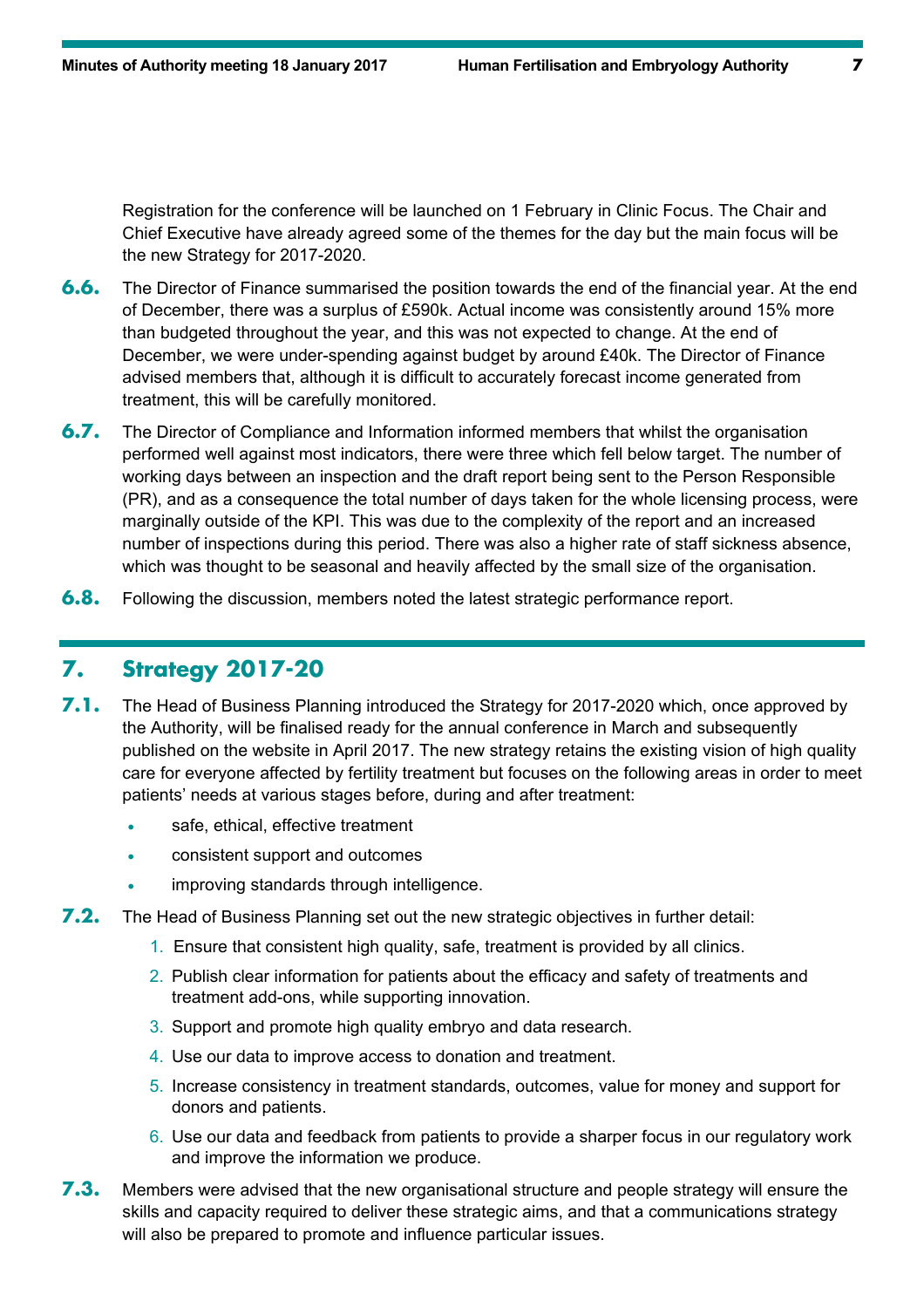Registration for the conference will be launched on 1 February in Clinic Focus. The Chair and Chief Executive have already agreed some of the themes for the day but the main focus will be the new Strategy for 2017-2020.

**6.6.** The Director of Finance summarised the position towards the end of the financial year. At the end of December, there was a surplus of £590k. Actual income was consistently around 15% more than budgeted throughout the year, and this was not expected to change. At the end of December, we were under-spending against budget by around £40k. The Director of Finance advised members that, although it is difficult to accurately forecast income generated from treatment, this will be carefully monitored.

**6.7.** The Director of Compliance and Information informed members that whilst the organisation performed well against most indicators, there were three which fell below target. The number of working days between an inspection and the draft report being sent to the Person Responsible (PR), and as a consequence the total number of days taken for the whole licensing process, were marginally outside of the KPI. This was due to the complexity of the report and an increased number of inspections during this period. There was also a higher rate of staff sickness absence, which was thought to be seasonal and heavily affected by the small size of the organisation.

**6.8.** Following the discussion, members noted the latest strategic performance report.

## 7. Strategy 2017-20

**7.1.** The Head of Business Planning introduced the Strategy for 2017-2020 which, once approved by the Authority, will be finalised ready for the annual conference in March and subsequently published on the website in April 2017. The new strategy retains the existing vision of high quality care for everyone affected by fertility treatment but focuses on the following areas in order to meet patients' needs at various stages before, during and after treatment:

- safe, ethical, effective treatment
- consistent support and outcomes
- improving standards through intelligence.

**7.2.** The Head of Business Planning set out the new strategic objectives in further detail:

1. Ensure that consistent high quality, safe, treatment is provided by all clinics.
2. Publish clear information for patients about the efficacy and safety of treatments and treatment add-ons, while supporting innovation.
3. Support and promote high quality embryo and data research.
4. Use our data to improve access to donation and treatment.
5. Increase consistency in treatment standards, outcomes, value for money and support for donors and patients.
6. Use our data and feedback from patients to provide a sharper focus in our regulatory work and improve the information we produce.

**7.3.** Members were advised that the new organisational structure and people strategy will ensure the skills and capacity required to deliver these strategic aims, and that a communications strategy will also be prepared to promote and influence particular issues.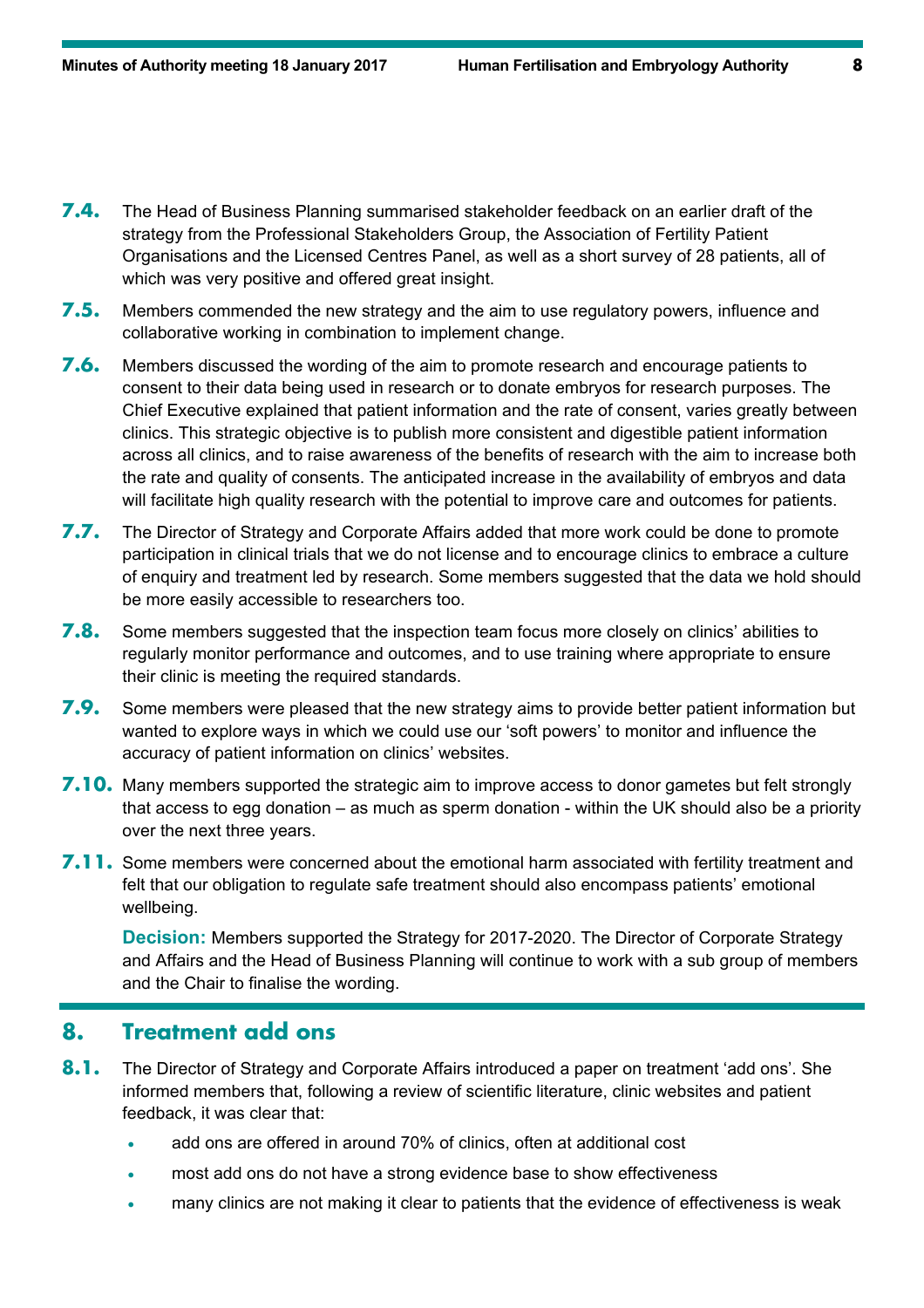**7.4.** The Head of Business Planning summarised stakeholder feedback on an earlier draft of the strategy from the Professional Stakeholders Group, the Association of Fertility Patient Organisations and the Licensed Centres Panel, as well as a short survey of 28 patients, all of which was very positive and offered great insight.

**7.5.** Members commended the new strategy and the aim to use regulatory powers, influence and collaborative working in combination to implement change.

**7.6.** Members discussed the wording of the aim to promote research and encourage patients to consent to their data being used in research or to donate embryos for research purposes. The Chief Executive explained that patient information and the rate of consent, varies greatly between clinics. This strategic objective is to publish more consistent and digestible patient information across all clinics, and to raise awareness of the benefits of research with the aim to increase both the rate and quality of consents. The anticipated increase in the availability of embryos and data will facilitate high quality research with the potential to improve care and outcomes for patients.

**7.7.** The Director of Strategy and Corporate Affairs added that more work could be done to promote participation in clinical trials that we do not license and to encourage clinics to embrace a culture of enquiry and treatment led by research. Some members suggested that the data we hold should be more easily accessible to researchers too.

**7.8.** Some members suggested that the inspection team focus more closely on clinics' abilities to regularly monitor performance and outcomes, and to use training where appropriate to ensure their clinic is meeting the required standards.

**7.9.** Some members were pleased that the new strategy aims to provide better patient information but wanted to explore ways in which we could use our 'soft powers' to monitor and influence the accuracy of patient information on clinics' websites.

**7.10.** Many members supported the strategic aim to improve access to donor gametes but felt strongly that access to egg donation – as much as sperm donation - within the UK should also be a priority over the next three years.

**7.11.** Some members were concerned about the emotional harm associated with fertility treatment and felt that our obligation to regulate safe treatment should also encompass patients' emotional wellbeing.

**Decision:** Members supported the Strategy for 2017-2020. The Director of Corporate Strategy and Affairs and the Head of Business Planning will continue to work with a sub group of members and the Chair to finalise the wording.

## 8. Treatment add ons

**8.1.** The Director of Strategy and Corporate Affairs introduced a paper on treatment 'add ons'. She informed members that, following a review of scientific literature, clinic websites and patient feedback, it was clear that:

- add ons are offered in around 70% of clinics, often at additional cost
- most add ons do not have a strong evidence base to show effectiveness
- many clinics are not making it clear to patients that the evidence of effectiveness is weak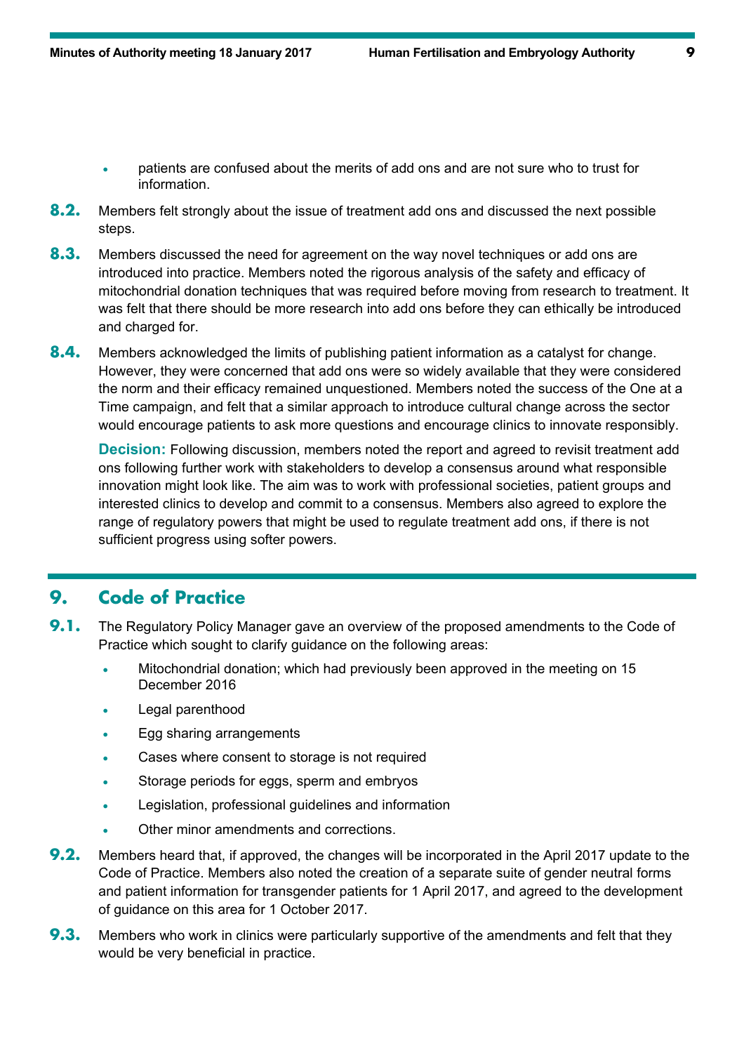- patients are confused about the merits of add ons and are not sure who to trust for information.

**8.2.** Members felt strongly about the issue of treatment add ons and discussed the next possible steps.

**8.3.** Members discussed the need for agreement on the way novel techniques or add ons are introduced into practice. Members noted the rigorous analysis of the safety and efficacy of mitochondrial donation techniques that was required before moving from research to treatment. It was felt that there should be more research into add ons before they can ethically be introduced and charged for.

**8.4.** Members acknowledged the limits of publishing patient information as a catalyst for change. However, they were concerned that add ons were so widely available that they were considered the norm and their efficacy remained unquestioned. Members noted the success of the One at a Time campaign, and felt that a similar approach to introduce cultural change across the sector would encourage patients to ask more questions and encourage clinics to innovate responsibly.

**Decision:** Following discussion, members noted the report and agreed to revisit treatment add ons following further work with stakeholders to develop a consensus around what responsible innovation might look like. The aim was to work with professional societies, patient groups and interested clinics to develop and commit to a consensus. Members also agreed to explore the range of regulatory powers that might be used to regulate treatment add ons, if there is not sufficient progress using softer powers.

## 9. Code of Practice

**9.1.** The Regulatory Policy Manager gave an overview of the proposed amendments to the Code of Practice which sought to clarify guidance on the following areas:

- Mitochondrial donation; which had previously been approved in the meeting on 15 December 2016
- Legal parenthood
- Egg sharing arrangements
- Cases where consent to storage is not required
- Storage periods for eggs, sperm and embryos
- Legislation, professional guidelines and information
- Other minor amendments and corrections.

**9.2.** Members heard that, if approved, the changes will be incorporated in the April 2017 update to the Code of Practice. Members also noted the creation of a separate suite of gender neutral forms and patient information for transgender patients for 1 April 2017, and agreed to the development of guidance on this area for 1 October 2017.

**9.3.** Members who work in clinics were particularly supportive of the amendments and felt that they would be very beneficial in practice.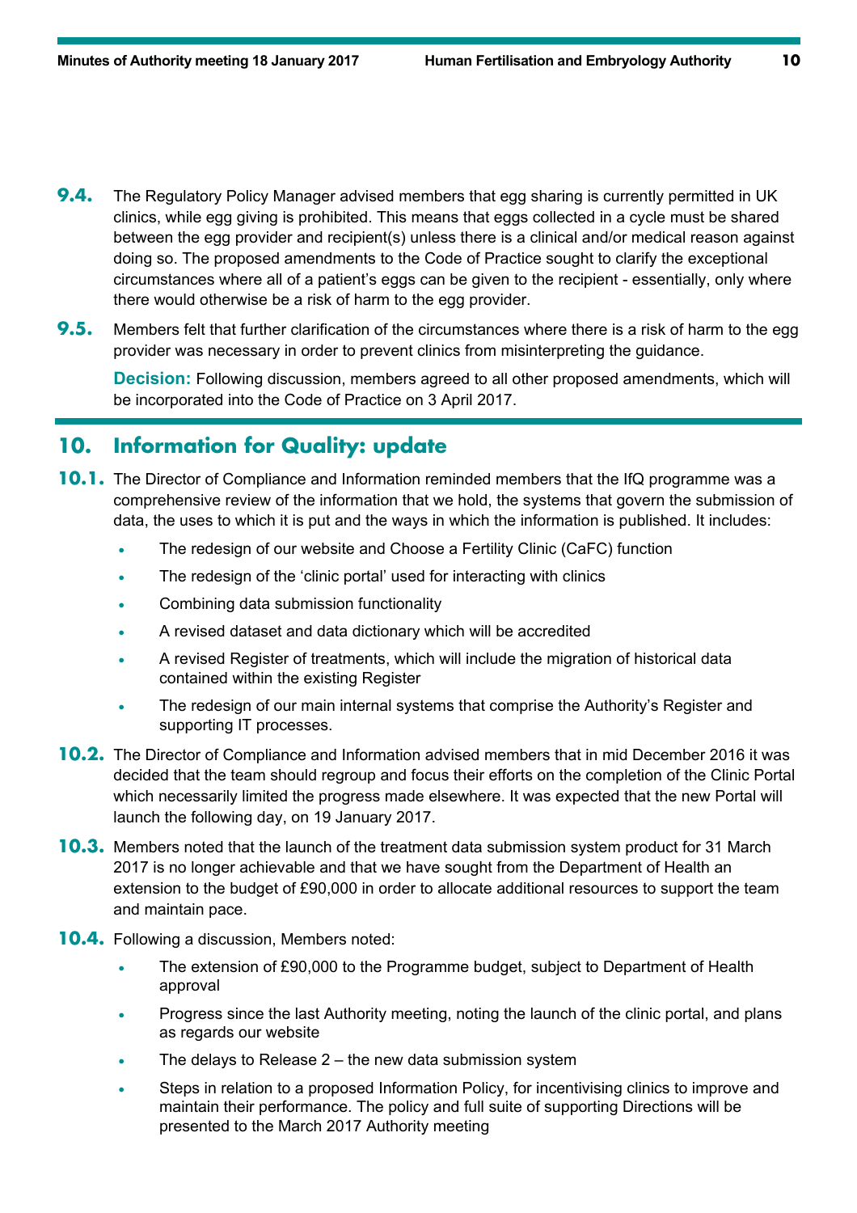**9.4.** The Regulatory Policy Manager advised members that egg sharing is currently permitted in UK clinics, while egg giving is prohibited. This means that eggs collected in a cycle must be shared between the egg provider and recipient(s) unless there is a clinical and/or medical reason against doing so. The proposed amendments to the Code of Practice sought to clarify the exceptional circumstances where all of a patient's eggs can be given to the recipient - essentially, only where there would otherwise be a risk of harm to the egg provider.

**9.5.** Members felt that further clarification of the circumstances where there is a risk of harm to the egg provider was necessary in order to prevent clinics from misinterpreting the guidance.

**Decision:** Following discussion, members agreed to all other proposed amendments, which will be incorporated into the Code of Practice on 3 April 2017.

## 10. Information for Quality: update

**10.1.** The Director of Compliance and Information reminded members that the IfQ programme was a comprehensive review of the information that we hold, the systems that govern the submission of data, the uses to which it is put and the ways in which the information is published. It includes:

- The redesign of our website and Choose a Fertility Clinic (CaFC) function
- The redesign of the 'clinic portal' used for interacting with clinics
- Combining data submission functionality
- A revised dataset and data dictionary which will be accredited
- A revised Register of treatments, which will include the migration of historical data contained within the existing Register
- The redesign of our main internal systems that comprise the Authority's Register and supporting IT processes.

**10.2.** The Director of Compliance and Information advised members that in mid December 2016 it was decided that the team should regroup and focus their efforts on the completion of the Clinic Portal which necessarily limited the progress made elsewhere. It was expected that the new Portal will launch the following day, on 19 January 2017.

**10.3.** Members noted that the launch of the treatment data submission system product for 31 March 2017 is no longer achievable and that we have sought from the Department of Health an extension to the budget of £90,000 in order to allocate additional resources to support the team and maintain pace.

**10.4.** Following a discussion, Members noted:

- The extension of £90,000 to the Programme budget, subject to Department of Health approval
- Progress since the last Authority meeting, noting the launch of the clinic portal, and plans as regards our website
- The delays to Release 2 – the new data submission system
- Steps in relation to a proposed Information Policy, for incentivising clinics to improve and maintain their performance. The policy and full suite of supporting Directions will be presented to the March 2017 Authority meeting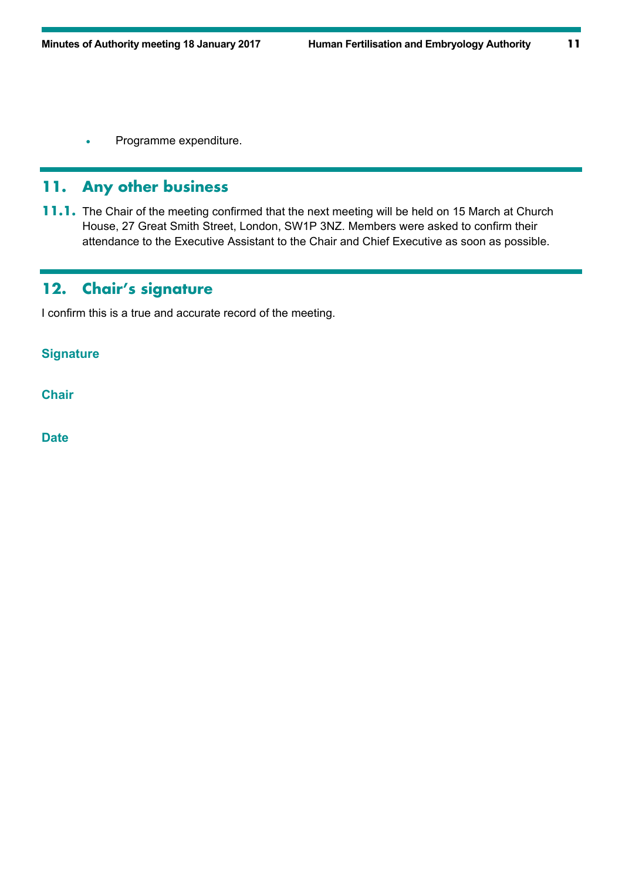- Programme expenditure.

## 11. Any other business

**11.1.** The Chair of the meeting confirmed that the next meeting will be held on 15 March at Church House, 27 Great Smith Street, London, SW1P 3NZ. Members were asked to confirm their attendance to the Executive Assistant to the Chair and Chief Executive as soon as possible.

## 12. Chair's signature

I confirm this is a true and accurate record of the meeting.

**Signature**

**Chair**

**Date**